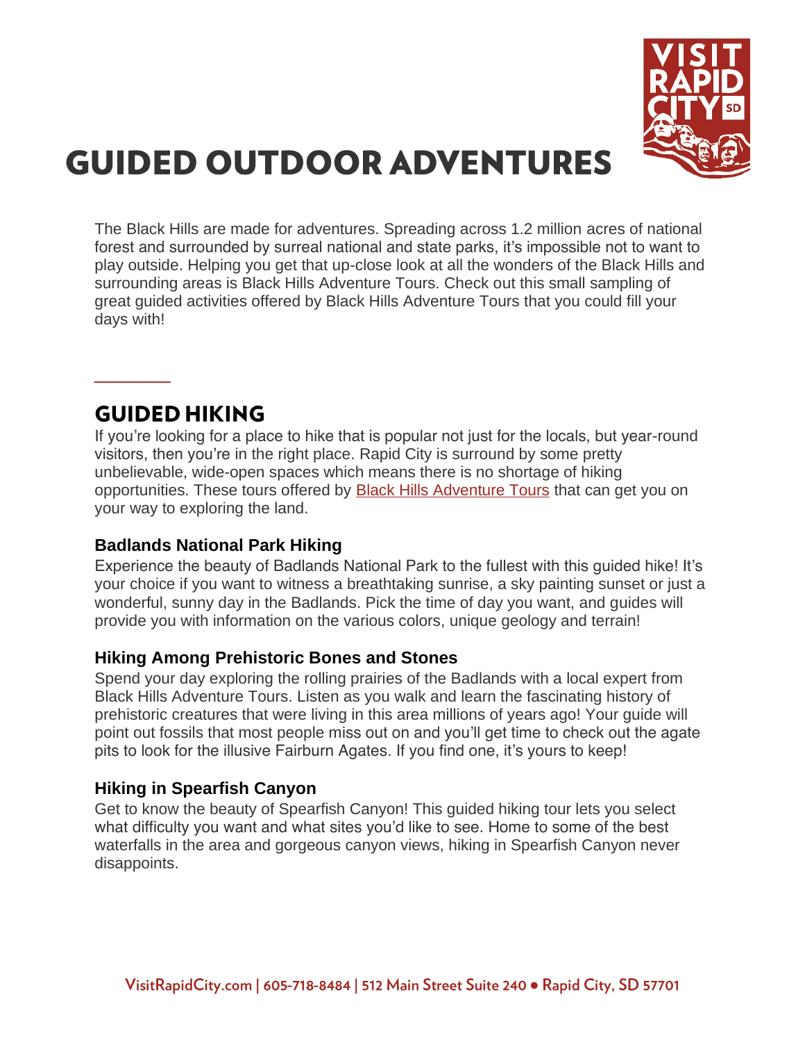# GUIDED OUTDOOR ADVENTURES

The Black Hills are made for adventures. Spreading across 1.2 million acres of national forest and surrounded by surreal national and state parks, it's impossible not to want to play outside. Helping you get that up-close look at all the wonders of the Black Hills and surrounding areas is Black Hills Adventure Tours. Check out this small sampling of great guided activities offered by Black Hills Adventure Tours that you could fill your days with!

## GUIDED HIKING

If you're looking for a place to hike that is popular not just for the locals, but year-round visitors, then you're in the right place. Rapid City is surround by some pretty unbelievable, wide-open spaces which means there is no shortage of hiking opportunities. These tours offered by Black Hills Adventure Tours that can get you on your way to exploring the land.

### Badlands National Park Hiking

Experience the beauty of Badlands National Park to the fullest with this guided hike! It's your choice if you want to witness a breathtaking sunrise, a sky painting sunset or just a wonderful, sunny day in the Badlands. Pick the time of day you want, and guides will provide you with information on the various colors, unique geology and terrain!

### Hiking Among Prehistoric Bones and Stones

Spend your day exploring the rolling prairies of the Badlands with a local expert from Black Hills Adventure Tours. Listen as you walk and learn the fascinating history of prehistoric creatures that were living in this area millions of years ago! Your guide will point out fossils that most people miss out on and you'll get time to check out the agate pits to look for the illusive Fairburn Agates. If you find one, it's yours to keep!

### Hiking in Spearfish Canyon

Get to know the beauty of Spearfish Canyon! This guided hiking tour lets you select what difficulty you want and what sites you'd like to see. Home to some of the best waterfalls in the area and gorgeous canyon views, hiking in Spearfish Canyon never disappoints.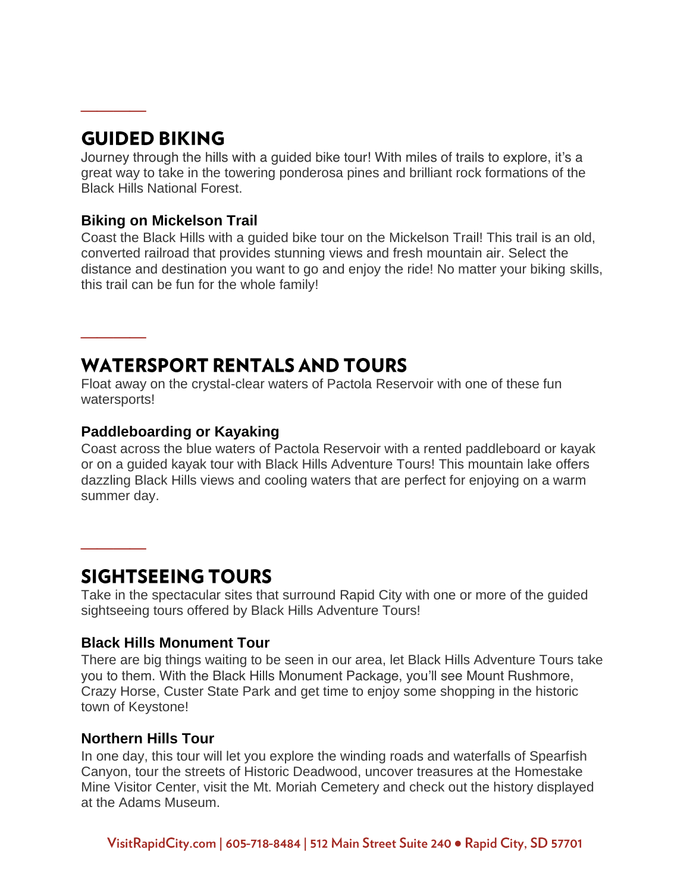## GUIDED BIKING

Journey through the hills with a guided bike tour! With miles of trails to explore, it's a great way to take in the towering ponderosa pines and brilliant rock formations of the Black Hills National Forest.

### Biking on Mickelson Trail

Coast the Black Hills with a guided bike tour on the Mickelson Trail! This trail is an old, converted railroad that provides stunning views and fresh mountain air. Select the distance and destination you want to go and enjoy the ride! No matter your biking skills, this trail can be fun for the whole family!

## WATERSPORT RENTALS AND TOURS

Float away on the crystal-clear waters of Pactola Reservoir with one of these fun watersports!

### Paddleboarding or Kayaking

Coast across the blue waters of Pactola Reservoir with a rented paddleboard or kayak or on a guided kayak tour with Black Hills Adventure Tours! This mountain lake offers dazzling Black Hills views and cooling waters that are perfect for enjoying on a warm summer day.

## SIGHTSEEING TOURS

Take in the spectacular sites that surround Rapid City with one or more of the guided sightseeing tours offered by Black Hills Adventure Tours!

### Black Hills Monument Tour

There are big things waiting to be seen in our area, let Black Hills Adventure Tours take you to them. With the Black Hills Monument Package, you'll see Mount Rushmore, Crazy Horse, Custer State Park and get time to enjoy some shopping in the historic town of Keystone!

### Northern Hills Tour

In one day, this tour will let you explore the winding roads and waterfalls of Spearfish Canyon, tour the streets of Historic Deadwood, uncover treasures at the Homestake Mine Visitor Center, visit the Mt. Moriah Cemetery and check out the history displayed at the Adams Museum.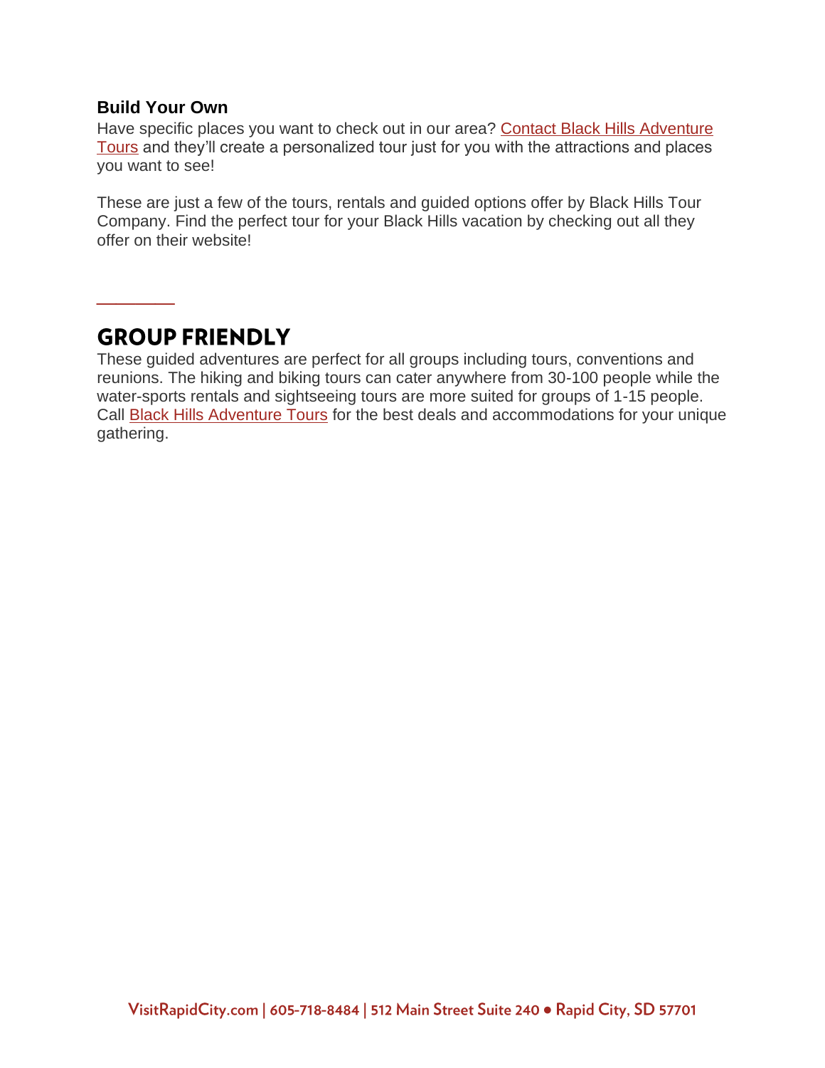### Build Your Own

Have specific places you want to check out in our area? Contact Black Hills Adventure Tours and they'll create a personalized tour just for you with the attractions and places you want to see!

These are just a few of the tours, rentals and guided options offer by Black Hills Tour Company. Find the perfect tour for your Black Hills vacation by checking out all they offer on their website!

## GROUP FRIENDLY

These guided adventures are perfect for all groups including tours, conventions and reunions. The hiking and biking tours can cater anywhere from 30-100 people while the water-sports rentals and sightseeing tours are more suited for groups of 1-15 people. Call Black Hills Adventure Tours for the best deals and accommodations for your unique gathering.